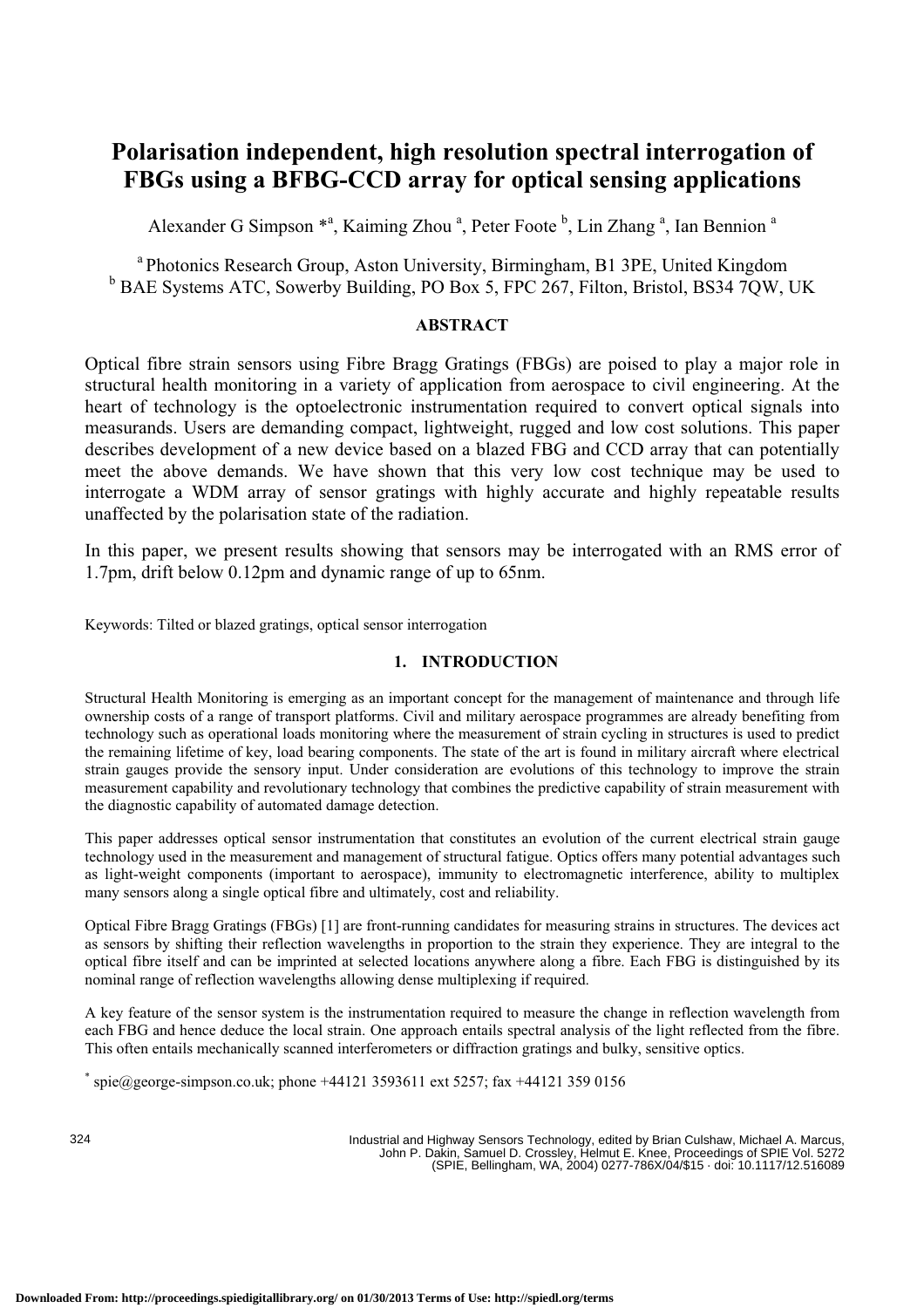# Polarisation independent, high resolution spectral interrogation of FBGs using a BFBG-CCD array for optical sensing applications

Alexander G Simpson *[a], Kaiming Zhou [a], Peter Foote [b], Lin Zhang [a], Ian Bennion [a]

[a] Photonics Research Group, Aston University, Birmingham, B1 3PE, United Kingdom
[b] BAE Systems ATC, Sowerby Building, PO Box 5, FPC 267, Filton, Bristol, BS34 7QW, UK

## ABSTRACT

Optical fibre strain sensors using Fibre Bragg Gratings (FBGs) are poised to play a major role in structural health monitoring in a variety of application from aerospace to civil engineering. At the heart of technology is the optoelectronic instrumentation required to convert optical signals into measurands. Users are demanding compact, lightweight, rugged and low cost solutions. This paper describes development of a new device based on a blazed FBG and CCD array that can potentially meet the above demands. We have shown that this very low cost technique may be used to interrogate a WDM array of sensor gratings with highly accurate and highly repeatable results unaffected by the polarisation state of the radiation.

In this paper, we present results showing that sensors may be interrogated with an RMS error of 1.7pm, drift below 0.12pm and dynamic range of up to 65nm.

Keywords: Tilted or blazed gratings, optical sensor interrogation

## 1. INTRODUCTION

Structural Health Monitoring is emerging as an important concept for the management of maintenance and through life ownership costs of a range of transport platforms. Civil and military aerospace programmes are already benefiting from technology such as operational loads monitoring where the measurement of strain cycling in structures is used to predict the remaining lifetime of key, load bearing components. The state of the art is found in military aircraft where electrical strain gauges provide the sensory input. Under consideration are evolutions of this technology to improve the strain measurement capability and revolutionary technology that combines the predictive capability of strain measurement with the diagnostic capability of automated damage detection.

This paper addresses optical sensor instrumentation that constitutes an evolution of the current electrical strain gauge technology used in the measurement and management of structural fatigue. Optics offers many potential advantages such as light-weight components (important to aerospace), immunity to electromagnetic interference, ability to multiplex many sensors along a single optical fibre and ultimately, cost and reliability.

Optical Fibre Bragg Gratings (FBGs) [1] are front-running candidates for measuring strains in structures. The devices act as sensors by shifting their reflection wavelengths in proportion to the strain they experience. They are integral to the optical fibre itself and can be imprinted at selected locations anywhere along a fibre. Each FBG is distinguished by its nominal range of reflection wavelengths allowing dense multiplexing if required.

A key feature of the sensor system is the instrumentation required to measure the change in reflection wavelength from each FBG and hence deduce the local strain. One approach entails spectral analysis of the light reflected from the fibre. This often entails mechanically scanned interferometers or diffraction gratings and bulky, sensitive optics.

[*] spie@george-simpson.co.uk; phone +44121 3593611 ext 5257; fax +44121 359 0156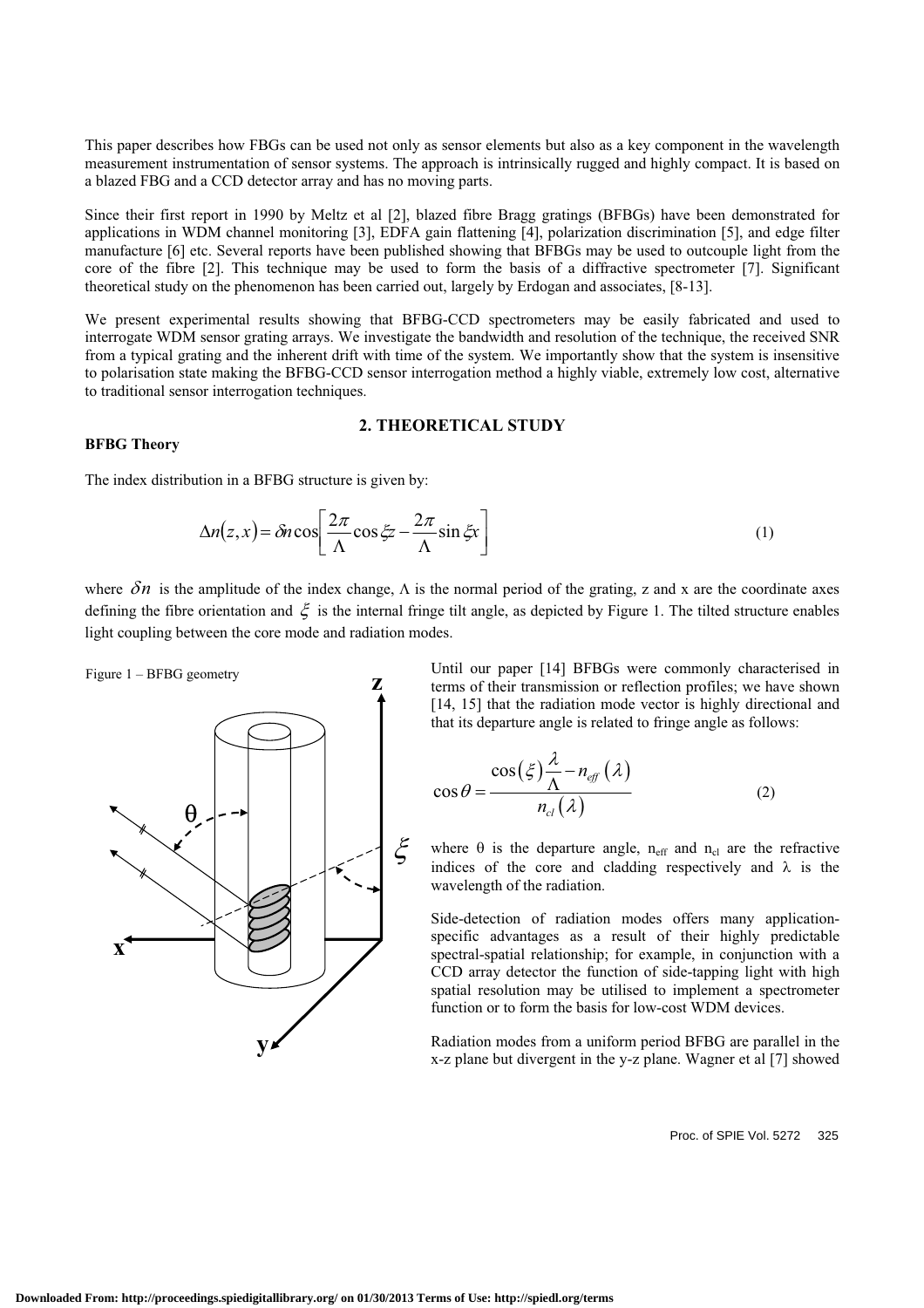This paper describes how FBGs can be used not only as sensor elements but also as a key component in the wavelength measurement instrumentation of sensor systems. The approach is intrinsically rugged and highly compact. It is based on a blazed FBG and a CCD detector array and has no moving parts.

Since their first report in 1990 by Meltz et al [2], blazed fibre Bragg gratings (BFBGs) have been demonstrated for applications in WDM channel monitoring [3], EDFA gain flattening [4], polarization discrimination [5], and edge filter manufacture [6] etc. Several reports have been published showing that BFBGs may be used to outcouple light from the core of the fibre [2]. This technique may be used to form the basis of a diffractive spectrometer [7]. Significant theoretical study on the phenomenon has been carried out, largely by Erdogan and associates, [8-13].

We present experimental results showing that BFBG-CCD spectrometers may be easily fabricated and used to interrogate WDM sensor grating arrays. We investigate the bandwidth and resolution of the technique, the received SNR from a typical grating and the inherent drift with time of the system. We importantly show that the system is insensitive to polarisation state making the BFBG-CCD sensor interrogation method a highly viable, extremely low cost, alternative to traditional sensor interrogation techniques.

## 2. THEORETICAL STUDY

**BFBG Theory**

The index distribution in a BFBG structure is given by:

$$\Delta n(z,x) = \delta n \cos\left[\frac{2\pi}{\Lambda}\cos\xi z - \frac{2\pi}{\Lambda}\sin\xi x\right] \tag{1}$$

where $\delta n$ is the amplitude of the index change, $\Lambda$ is the normal period of the grating, z and x are the coordinate axes defining the fibre orientation and $\xi$ is the internal fringe tilt angle, as depicted by Figure 1. The tilted structure enables light coupling between the core mode and radiation modes.

Figure 1 – BFBG geometry

Until our paper [14] BFBGs were commonly characterised in terms of their transmission or reflection profiles; we have shown [14, 15] that the radiation mode vector is highly directional and that its departure angle is related to fringe angle as follows:

$$\cos\theta = \frac{\cos(\xi)\dfrac{\lambda}{\Lambda} - n_{eff}(\lambda)}{n_{cl}(\lambda)} \tag{2}$$

where $\theta$ is the departure angle, $n_{eff}$ and $n_{cl}$ are the refractive indices of the core and cladding respectively and $\lambda$ is the wavelength of the radiation.

Side-detection of radiation modes offers many application-specific advantages as a result of their highly predictable spectral-spatial relationship; for example, in conjunction with a CCD array detector the function of side-tapping light with high spatial resolution may be utilised to implement a spectrometer function or to form the basis for low-cost WDM devices.

Radiation modes from a uniform period BFBG are parallel in the x-z plane but divergent in the y-z plane. Wagner et al [7] showed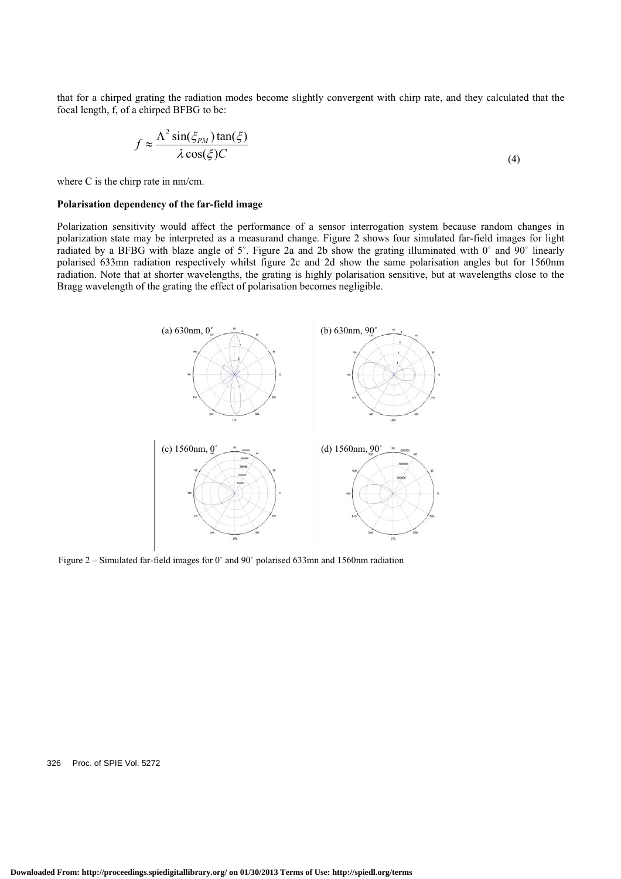that for a chirped grating the radiation modes become slightly convergent with chirp rate, and they calculated that the focal length, f, of a chirped BFBG to be:

$$f \approx \frac{\Lambda^2 \sin(\xi_{PM}) \tan(\xi)}{\lambda \cos(\xi) C} \tag{4}$$

where C is the chirp rate in nm/cm.

**Polarisation dependency of the far-field image**

Polarization sensitivity would affect the performance of a sensor interrogation system because random changes in polarization state may be interpreted as a measurand change. Figure 2 shows four simulated far-field images for light radiated by a BFBG with blaze angle of 5˚. Figure 2a and 2b show the grating illuminated with 0˚ and 90˚ linearly polarised 633mn radiation respectively whilst figure 2c and 2d show the same polarisation angles but for 1560nm radiation. Note that at shorter wavelengths, the grating is highly polarisation sensitive, but at wavelengths close to the Bragg wavelength of the grating the effect of polarisation becomes negligible.

(a) 630nm, 0˚

(b) 630nm, 90˚

(c) 1560nm, 0˚

(d) 1560nm, 90˚

Figure 2 – Simulated far-field images for 0˚ and 90˚ polarised 633mn and 1560nm radiation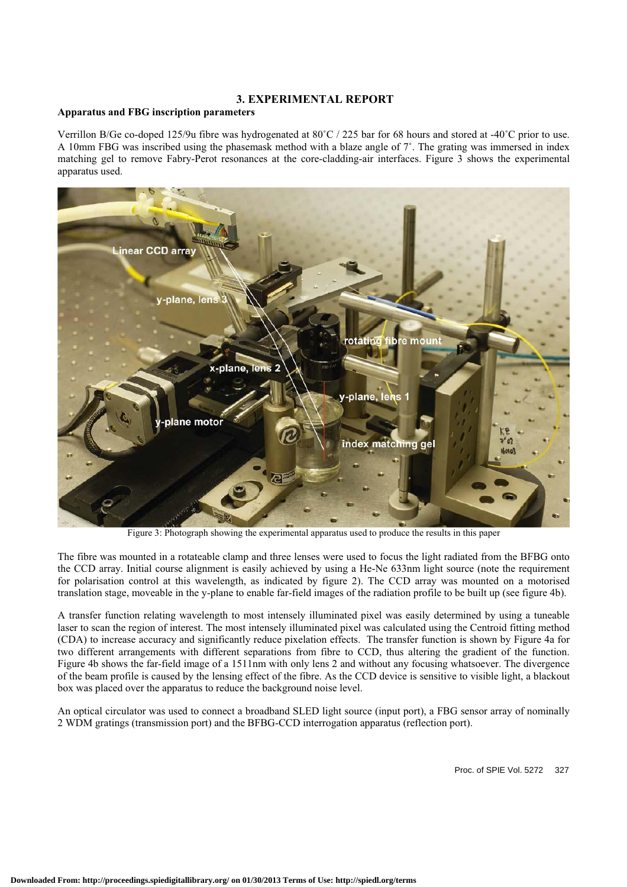## 3. EXPERIMENTAL REPORT

**Apparatus and FBG inscription parameters**

Verrillon B/Ge co-doped 125/9u fibre was hydrogenated at 80˚C / 225 bar for 68 hours and stored at -40˚C prior to use. A 10mm FBG was inscribed using the phasemask method with a blaze angle of 7˚. The grating was immersed in index matching gel to remove Fabry-Perot resonances at the core-cladding-air interfaces. Figure 3 shows the experimental apparatus used.

Figure 3: Photograph showing the experimental apparatus used to produce the results in this paper

The fibre was mounted in a rotateable clamp and three lenses were used to focus the light radiated from the BFBG onto the CCD array. Initial course alignment is easily achieved by using a He-Ne 633nm light source (note the requirement for polarisation control at this wavelength, as indicated by figure 2). The CCD array was mounted on a motorised translation stage, moveable in the y-plane to enable far-field images of the radiation profile to be built up (see figure 4b).

A transfer function relating wavelength to most intensely illuminated pixel was easily determined by using a tuneable laser to scan the region of interest. The most intensely illuminated pixel was calculated using the Centroid fitting method (CDA) to increase accuracy and significantly reduce pixelation effects. The transfer function is shown by Figure 4a for two different arrangements with different separations from fibre to CCD, thus altering the gradient of the function. Figure 4b shows the far-field image of a 1511nm with only lens 2 and without any focusing whatsoever. The divergence of the beam profile is caused by the lensing effect of the fibre. As the CCD device is sensitive to visible light, a blackout box was placed over the apparatus to reduce the background noise level.

An optical circulator was used to connect a broadband SLED light source (input port), a FBG sensor array of nominally 2 WDM gratings (transmission port) and the BFBG-CCD interrogation apparatus (reflection port).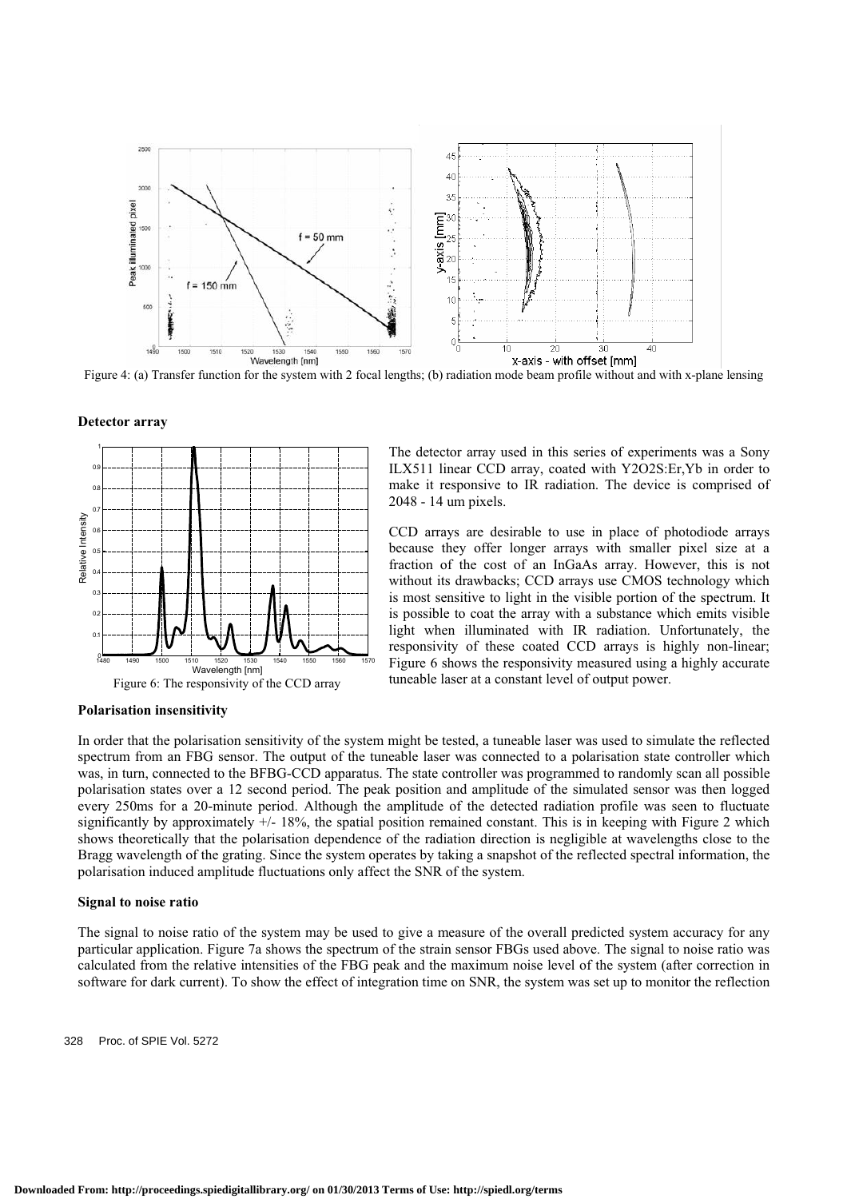Figure 4: (a) Transfer function for the system with 2 focal lengths; (b) radiation mode beam profile without and with x-plane lensing

**Detector array**

The detector array used in this series of experiments was a Sony ILX511 linear CCD array, coated with $Y_2O_2S$:Er,Yb in order to make it responsive to IR radiation. The device is comprised of 2048 - 14 um pixels.

CCD arrays are desirable to use in place of photodiode arrays because they offer longer arrays with smaller pixel size at a fraction of the cost of an InGaAs array. However, this is not without its drawbacks; CCD arrays use CMOS technology which is most sensitive to light in the visible portion of the spectrum. It is possible to coat the array with a substance which emits visible light when illuminated with IR radiation. Unfortunately, the responsivity of these coated CCD arrays is highly non-linear; Figure 6 shows the responsivity measured using a highly accurate tuneable laser at a constant level of output power.

Figure 6: The responsivity of the CCD array

**Polarisation insensitivity**

In order that the polarisation sensitivity of the system might be tested, a tuneable laser was used to simulate the reflected spectrum from an FBG sensor. The output of the tuneable laser was connected to a polarisation state controller which was, in turn, connected to the BFBG-CCD apparatus. The state controller was programmed to randomly scan all possible polarisation states over a 12 second period. The peak position and amplitude of the simulated sensor was then logged every 250ms for a 20-minute period. Although the amplitude of the detected radiation profile was seen to fluctuate significantly by approximately +/- 18%, the spatial position remained constant. This is in keeping with Figure 2 which shows theoretically that the polarisation dependence of the radiation direction is negligible at wavelengths close to the Bragg wavelength of the grating. Since the system operates by taking a snapshot of the reflected spectral information, the polarisation induced amplitude fluctuations only affect the SNR of the system.

**Signal to noise ratio**

The signal to noise ratio of the system may be used to give a measure of the overall predicted system accuracy for any particular application. Figure 7a shows the spectrum of the strain sensor FBGs used above. The signal to noise ratio was calculated from the relative intensities of the FBG peak and the maximum noise level of the system (after correction in software for dark current). To show the effect of integration time on SNR, the system was set up to monitor the reflection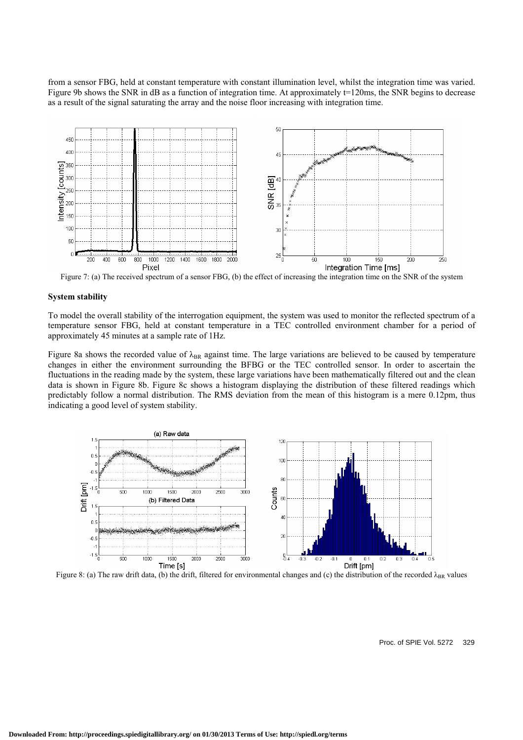from a sensor FBG, held at constant temperature with constant illumination level, whilst the integration time was varied. Figure 9b shows the SNR in dB as a function of integration time. At approximately t=120ms, the SNR begins to decrease as a result of the signal saturating the array and the noise floor increasing with integration time.

Figure 7: (a) The received spectrum of a sensor FBG, (b) the effect of increasing the integration time on the SNR of the system

**System stability**

To model the overall stability of the interrogation equipment, the system was used to monitor the reflected spectrum of a temperature sensor FBG, held at constant temperature in a TEC controlled environment chamber for a period of approximately 45 minutes at a sample rate of 1Hz.

Figure 8a shows the recorded value of $\lambda_{BR}$ against time. The large variations are believed to be caused by temperature changes in either the environment surrounding the BFBG or the TEC controlled sensor. In order to ascertain the fluctuations in the reading made by the system, these large variations have been mathematically filtered out and the clean data is shown in Figure 8b. Figure 8c shows a histogram displaying the distribution of these filtered readings which predictably follow a normal distribution. The RMS deviation from the mean of this histogram is a mere 0.12pm, thus indicating a good level of system stability.

Figure 8: (a) The raw drift data, (b) the drift, filtered for environmental changes and (c) the distribution of the recorded $\lambda_{BR}$ values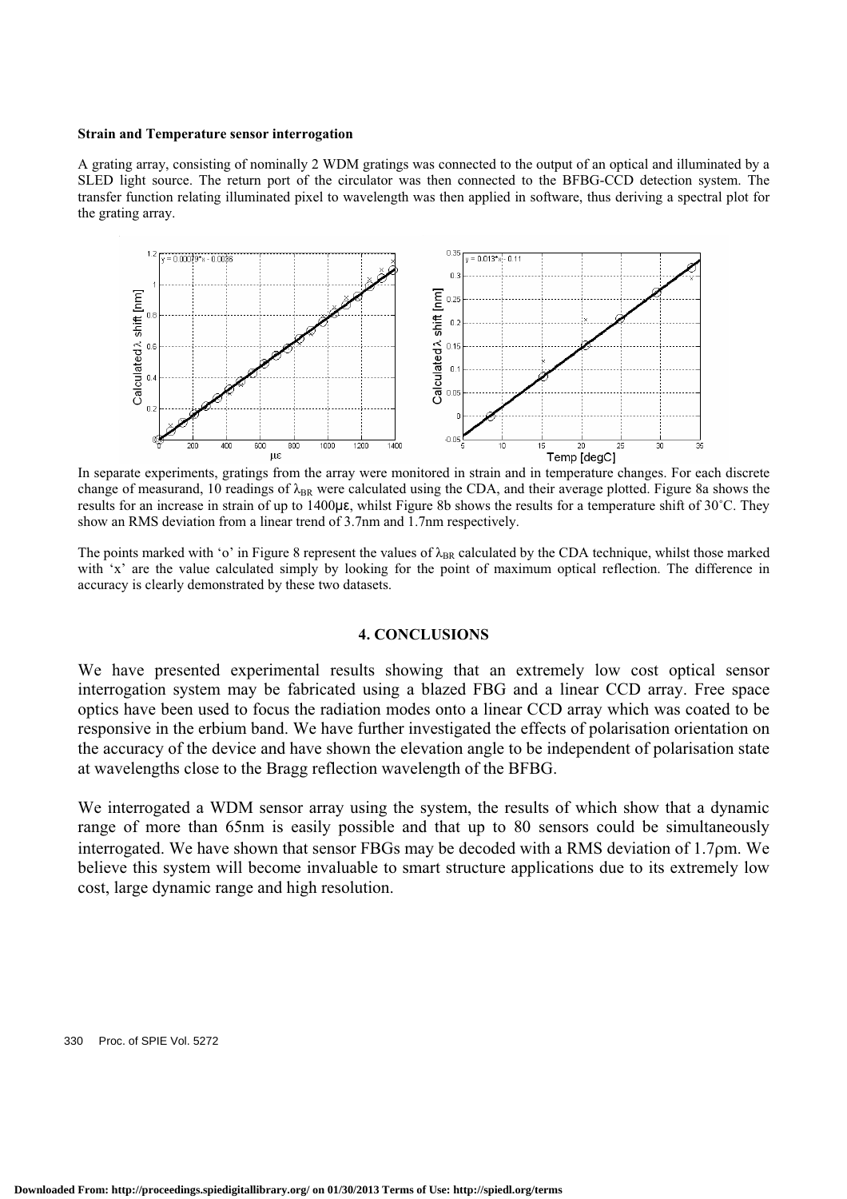**Strain and Temperature sensor interrogation**

A grating array, consisting of nominally 2 WDM gratings was connected to the output of an optical and illuminated by a SLED light source. The return port of the circulator was then connected to the BFBG-CCD detection system. The transfer function relating illuminated pixel to wavelength was then applied in software, thus deriving a spectral plot for the grating array.

In separate experiments, gratings from the array were monitored in strain and in temperature changes. For each discrete change of measurand, 10 readings of $\lambda_{BR}$ were calculated using the CDA, and their average plotted. Figure 8a shows the results for an increase in strain of up to 1400με, whilst Figure 8b shows the results for a temperature shift of 30˚C. They show an RMS deviation from a linear trend of 3.7nm and 1.7nm respectively.

The points marked with 'o' in Figure 8 represent the values of $\lambda_{BR}$ calculated by the CDA technique, whilst those marked with 'x' are the value calculated simply by looking for the point of maximum optical reflection. The difference in accuracy is clearly demonstrated by these two datasets.

## 4. CONCLUSIONS

We have presented experimental results showing that an extremely low cost optical sensor interrogation system may be fabricated using a blazed FBG and a linear CCD array. Free space optics have been used to focus the radiation modes onto a linear CCD array which was coated to be responsive in the erbium band. We have further investigated the effects of polarisation orientation on the accuracy of the device and have shown the elevation angle to be independent of polarisation state at wavelengths close to the Bragg reflection wavelength of the BFBG.

We interrogated a WDM sensor array using the system, the results of which show that a dynamic range of more than 65nm is easily possible and that up to 80 sensors could be simultaneously interrogated. We have shown that sensor FBGs may be decoded with a RMS deviation of 1.7ρm. We believe this system will become invaluable to smart structure applications due to its extremely low cost, large dynamic range and high resolution.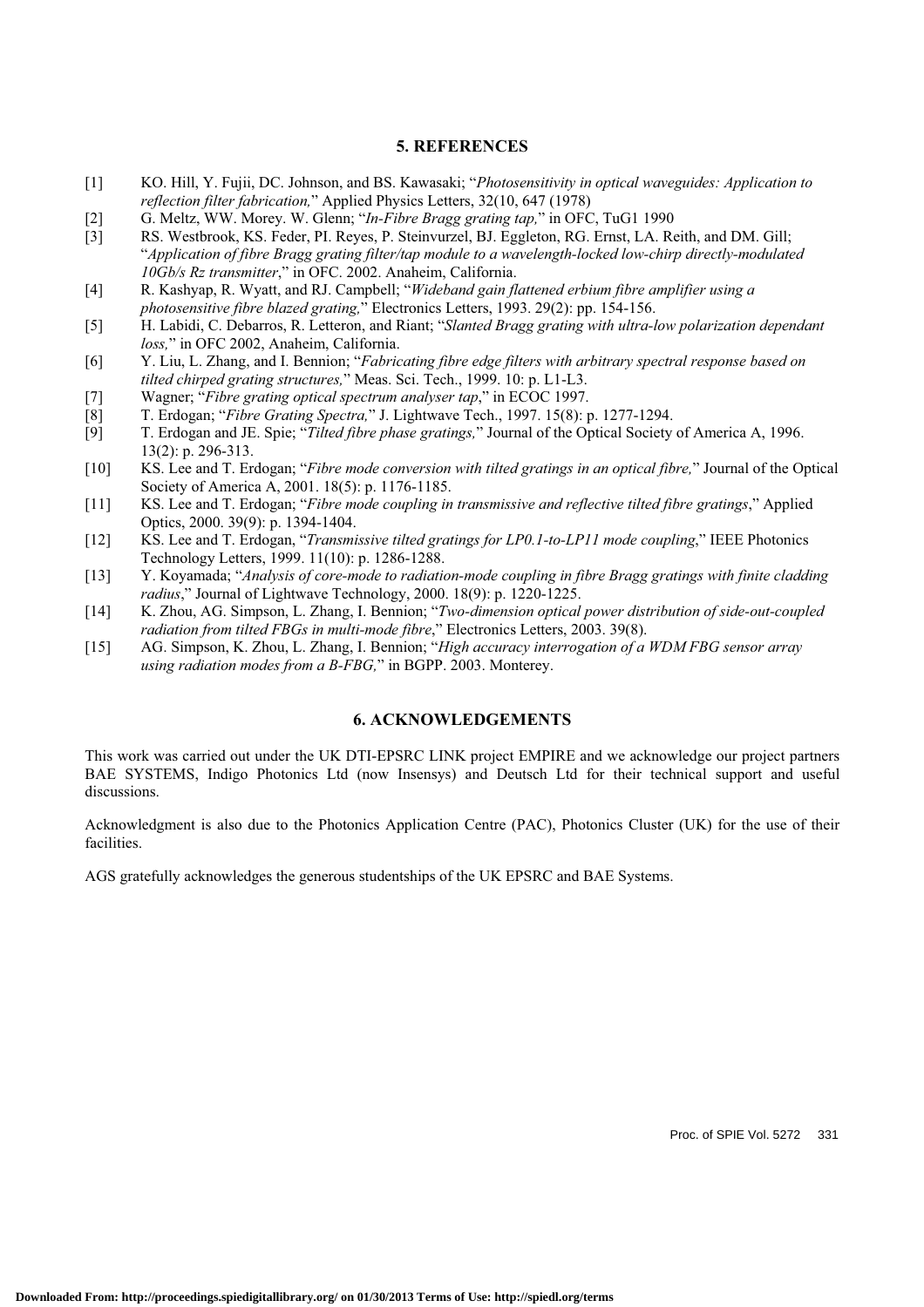## 5. REFERENCES

[1] KO. Hill, Y. Fujii, DC. Johnson, and BS. Kawasaki; "*Photosensitivity in optical waveguides: Application to reflection filter fabrication,*" Applied Physics Letters, 32(10, 647 (1978)

[2] G. Meltz, WW. Morey. W. Glenn; "*In-Fibre Bragg grating tap,*" in OFC, TuG1 1990

[3] RS. Westbrook, KS. Feder, PI. Reyes, P. Steinvurzel, BJ. Eggleton, RG. Ernst, LA. Reith, and DM. Gill; "*Application of fibre Bragg grating filter/tap module to a wavelength-locked low-chirp directly-modulated 10Gb/s Rz transmitter*," in OFC. 2002. Anaheim, California.

[4] R. Kashyap, R. Wyatt, and RJ. Campbell; "*Wideband gain flattened erbium fibre amplifier using a photosensitive fibre blazed grating,*" Electronics Letters, 1993. 29(2): pp. 154-156.

[5] H. Labidi, C. Debarros, R. Letteron, and Riant; "*Slanted Bragg grating with ultra-low polarization dependant loss,*" in OFC 2002, Anaheim, California.

[6] Y. Liu, L. Zhang, and I. Bennion; "*Fabricating fibre edge filters with arbitrary spectral response based on tilted chirped grating structures,*" Meas. Sci. Tech., 1999. 10: p. L1-L3.

[7] Wagner; "*Fibre grating optical spectrum analyser tap*," in ECOC 1997.

[8] T. Erdogan; "*Fibre Grating Spectra,*" J. Lightwave Tech., 1997. 15(8): p. 1277-1294.

[9] T. Erdogan and JE. Spie; "*Tilted fibre phase gratings,*" Journal of the Optical Society of America A, 1996. 13(2): p. 296-313.

[10] KS. Lee and T. Erdogan; "*Fibre mode conversion with tilted gratings in an optical fibre,*" Journal of the Optical Society of America A, 2001. 18(5): p. 1176-1185.

[11] KS. Lee and T. Erdogan; "*Fibre mode coupling in transmissive and reflective tilted fibre gratings*," Applied Optics, 2000. 39(9): p. 1394-1404.

[12] KS. Lee and T. Erdogan, "*Transmissive tilted gratings for LP0.1-to-LP11 mode coupling*," IEEE Photonics Technology Letters, 1999. 11(10): p. 1286-1288.

[13] Y. Koyamada; "*Analysis of core-mode to radiation-mode coupling in fibre Bragg gratings with finite cladding radius*," Journal of Lightwave Technology, 2000. 18(9): p. 1220-1225.

[14] K. Zhou, AG. Simpson, L. Zhang, I. Bennion; "*Two-dimension optical power distribution of side-out-coupled radiation from tilted FBGs in multi-mode fibre*," Electronics Letters, 2003. 39(8).

[15] AG. Simpson, K. Zhou, L. Zhang, I. Bennion; "*High accuracy interrogation of a WDM FBG sensor array using radiation modes from a B-FBG,*" in BGPP. 2003. Monterey.

## 6. ACKNOWLEDGEMENTS

This work was carried out under the UK DTI-EPSRC LINK project EMPIRE and we acknowledge our project partners BAE SYSTEMS, Indigo Photonics Ltd (now Insensys) and Deutsch Ltd for their technical support and useful discussions.

Acknowledgment is also due to the Photonics Application Centre (PAC), Photonics Cluster (UK) for the use of their facilities.

AGS gratefully acknowledges the generous studentships of the UK EPSRC and BAE Systems.